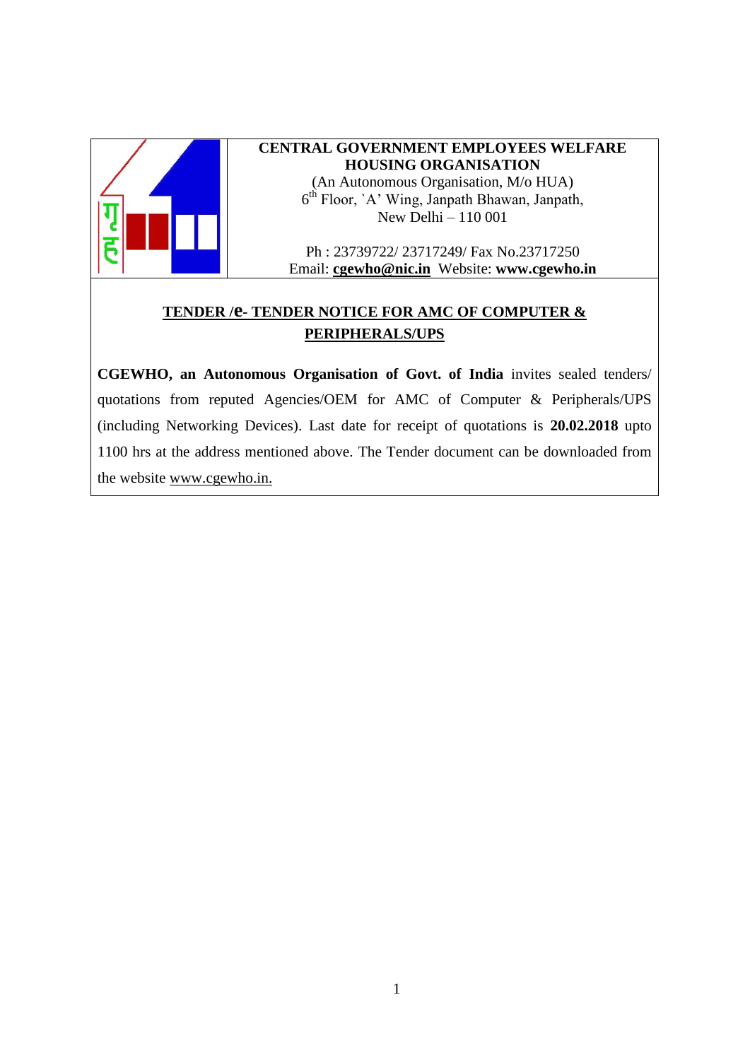**CENTRAL GOVERNMENT EMPLOYEES WELFARE HOUSING ORGANISATION**

(An Autonomous Organisation, M/o HUA)
6th Floor, `A' Wing, Janpath Bhawan, Janpath,
New Delhi – 110 001

Ph : 23739722/ 23717249/ Fax No.23717250
Email: **cgewho@nic.in** Website: **www.cgewho.in**

## TENDER /e- TENDER NOTICE FOR AMC OF COMPUTER & PERIPHERALS/UPS

**CGEWHO, an Autonomous Organisation of Govt. of India** invites sealed tenders/ quotations from reputed Agencies/OEM for AMC of Computer & Peripherals/UPS (including Networking Devices). Last date for receipt of quotations is **20.02.2018** upto 1100 hrs at the address mentioned above. The Tender document can be downloaded from the website www.cgewho.in.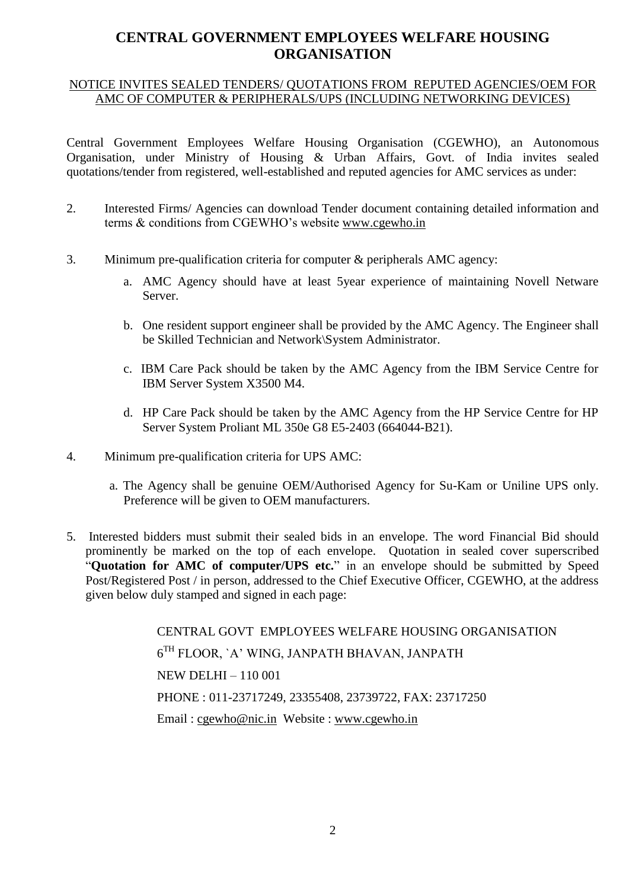# CENTRAL GOVERNMENT EMPLOYEES WELFARE HOUSING ORGANISATION

NOTICE INVITES SEALED TENDERS/ QUOTATIONS FROM REPUTED AGENCIES/OEM FOR AMC OF COMPUTER & PERIPHERALS/UPS (INCLUDING NETWORKING DEVICES)

Central Government Employees Welfare Housing Organisation (CGEWHO), an Autonomous Organisation, under Ministry of Housing & Urban Affairs, Govt. of India invites sealed quotations/tender from registered, well-established and reputed agencies for AMC services as under:

2. Interested Firms/ Agencies can download Tender document containing detailed information and terms & conditions from CGEWHO's website www.cgewho.in

3. Minimum pre-qualification criteria for computer & peripherals AMC agency:

   a. AMC Agency should have at least 5year experience of maintaining Novell Netware Server.

   b. One resident support engineer shall be provided by the AMC Agency. The Engineer shall be Skilled Technician and Network\System Administrator.

   c. IBM Care Pack should be taken by the AMC Agency from the IBM Service Centre for IBM Server System X3500 M4.

   d. HP Care Pack should be taken by the AMC Agency from the HP Service Centre for HP Server System Proliant ML 350e G8 E5-2403 (664044-B21).

4. Minimum pre-qualification criteria for UPS AMC:

   a. The Agency shall be genuine OEM/Authorised Agency for Su-Kam or Uniline UPS only. Preference will be given to OEM manufacturers.

5. Interested bidders must submit their sealed bids in an envelope. The word Financial Bid should prominently be marked on the top of each envelope. Quotation in sealed cover superscribed "**Quotation for AMC of computer/UPS etc.**" in an envelope should be submitted by Speed Post/Registered Post / in person, addressed to the Chief Executive Officer, CGEWHO, at the address given below duly stamped and signed in each page:

CENTRAL GOVT EMPLOYEES WELFARE HOUSING ORGANISATION

6TH FLOOR, `A' WING, JANPATH BHAVAN, JANPATH

NEW DELHI – 110 001

PHONE : 011-23717249, 23355408, 23739722, FAX: 23717250

Email : cgewho@nic.in Website : www.cgewho.in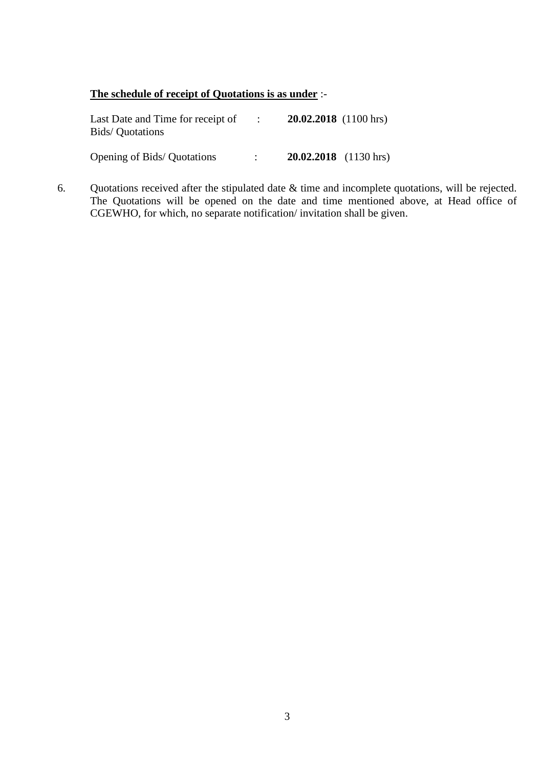**<u>The schedule of receipt of Quotations is as under</u>** :-

| | | |
|---|---|---|
| Last Date and Time for receipt of Bids/ Quotations | : | **20.02.2018** (1100 hrs) |
| Opening of Bids/ Quotations | : | **20.02.2018** (1130 hrs) |

6. Quotations received after the stipulated date & time and incomplete quotations, will be rejected. The Quotations will be opened on the date and time mentioned above, at Head office of CGEWHO, for which, no separate notification/ invitation shall be given.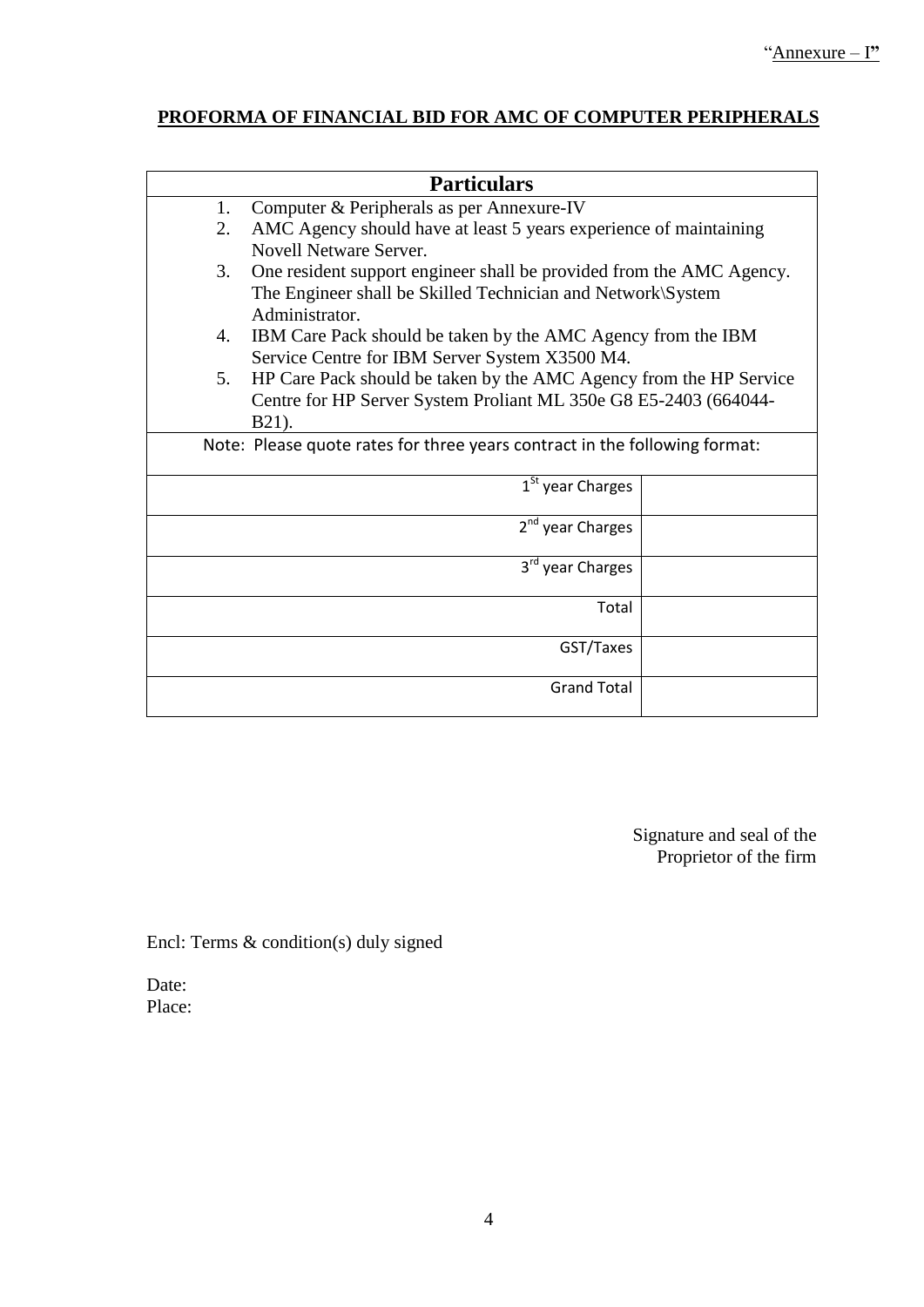"Annexure – I"

**PROFORMA OF FINANCIAL BID FOR AMC OF COMPUTER PERIPHERALS**

| Particulars | |
|---|---|
| 1. Computer & Peripherals as per Annexure-IV<br>2. AMC Agency should have at least 5 years experience of maintaining Novell Netware Server.<br>3. One resident support engineer shall be provided from the AMC Agency. The Engineer shall be Skilled Technician and Network\System Administrator.<br>4. IBM Care Pack should be taken by the AMC Agency from the IBM Service Centre for IBM Server System X3500 M4.<br>5. HP Care Pack should be taken by the AMC Agency from the HP Service Centre for HP Server System Proliant ML 350e G8 E5-2403 (664044-B21). | |
| Note: Please quote rates for three years contract in the following format: | |
| 1st year Charges | |
| 2nd year Charges | |
| 3rd year Charges | |
| Total | |
| GST/Taxes | |
| Grand Total | |

Signature and seal of the
Proprietor of the firm

Encl: Terms & condition(s) duly signed

Date:
Place: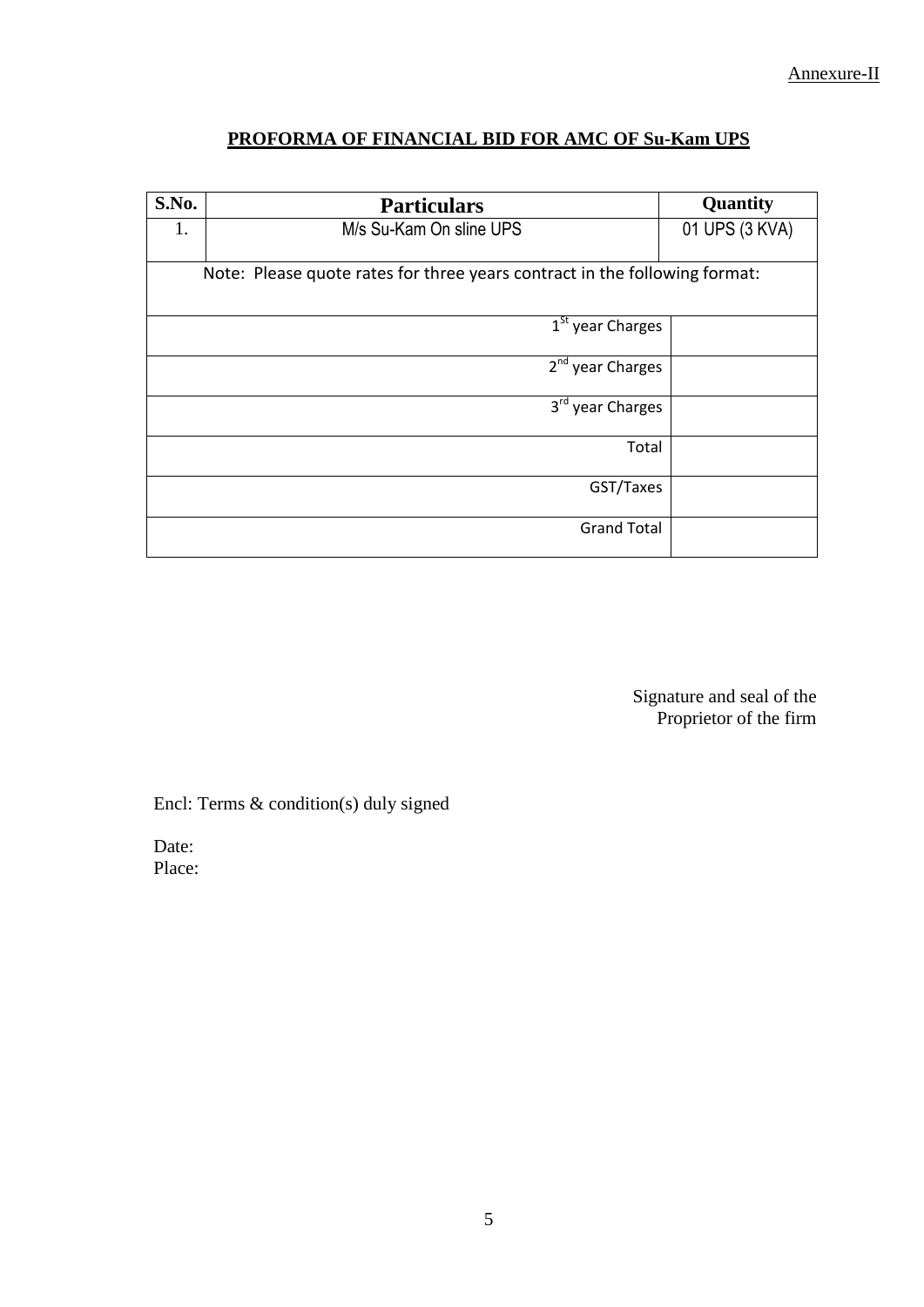Annexure-II

## PROFORMA OF FINANCIAL BID FOR AMC OF Su-Kam UPS

| S.No. | Particulars | Quantity |
|---|---|---|
| 1. | M/s Su-Kam On sline UPS | 01 UPS (3 KVA) |
| Note: Please quote rates for three years contract in the following format: | | |
| | 1st year Charges | |
| | 2nd year Charges | |
| | 3rd year Charges | |
| | Total | |
| | GST/Taxes | |
| | Grand Total | |

Signature and seal of the
Proprietor of the firm

Encl: Terms & condition(s) duly signed

Date:
Place: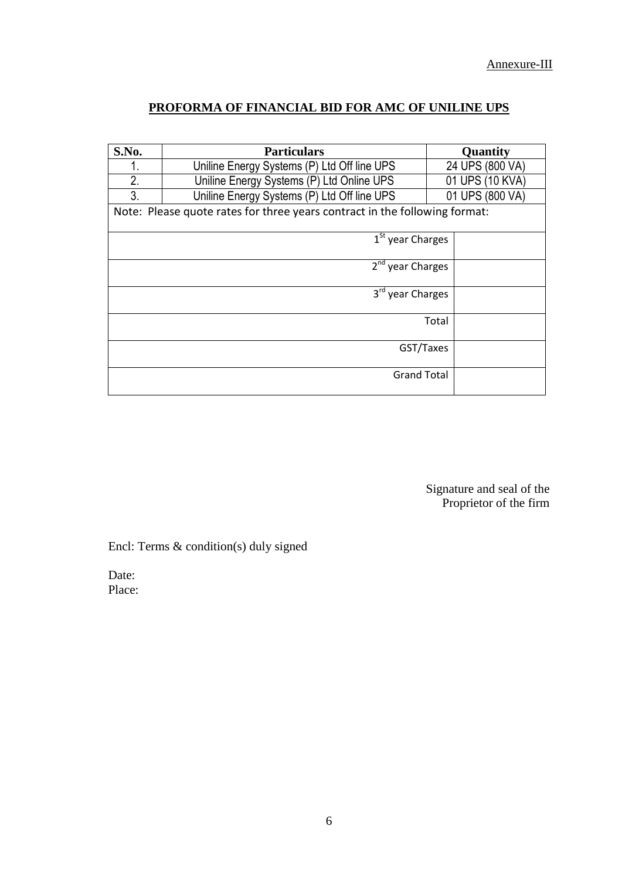Annexure-III

## PROFORMA OF FINANCIAL BID FOR AMC OF UNILINE UPS

| S.No. | Particulars | Quantity |
|---|---|---|
| 1. | Uniline Energy Systems (P) Ltd Off line UPS | 24 UPS (800 VA) |
| 2. | Uniline Energy Systems (P) Ltd Online UPS | 01 UPS (10 KVA) |
| 3. | Uniline Energy Systems (P) Ltd Off line UPS | 01 UPS (800 VA) |
| Note: Please quote rates for three years contract in the following format: | | |
| | 1[St] year Charges | |
| | 2[nd] year Charges | |
| | 3[rd] year Charges | |
| | Total | |
| | GST/Taxes | |
| | Grand Total | |

Signature and seal of the
Proprietor of the firm

Encl: Terms & condition(s) duly signed

Date:
Place: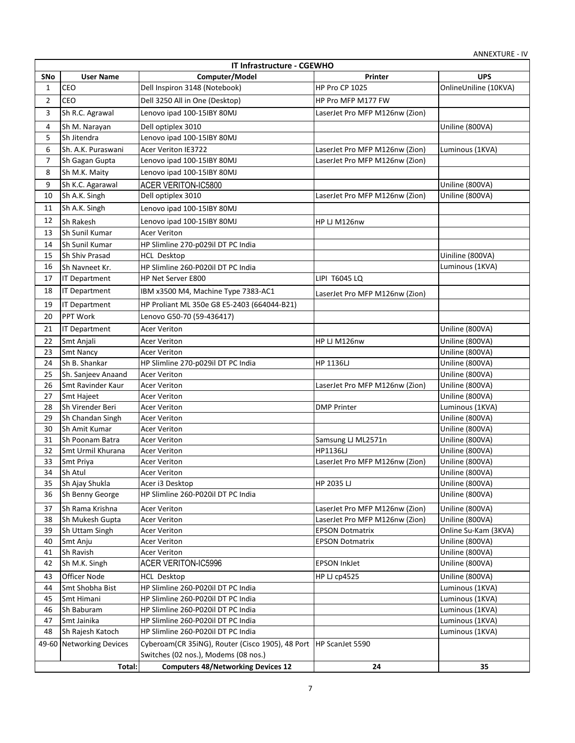ANNEXTURE - IV

| IT Infrastructure - CGEWHO | | | | |
|---|---|---|---|---|
| **SNo** | **User Name** | **Computer/Model** | **Printer** | **UPS** |
| 1 | CEO | Dell Inspiron 3148 (Notebook) | HP Pro CP 1025 | OnlineUniline (10KVA) |
| 2 | CEO | Dell 3250 All in One (Desktop) | HP Pro MFP M177 FW | |
| 3 | Sh R.C. Agrawal | Lenovo ipad 100-15IBY 80MJ | LaserJet Pro MFP M126nw (Zion) | |
| 4 | Sh M. Narayan | Dell optiplex 3010 | | Uniline (800VA) |
| 5 | Sh Jitendra | Lenovo ipad 100-15IBY 80MJ | | |
| 6 | Sh. A.K. Puraswani | Acer Veriton IE3722 | LaserJet Pro MFP M126nw (Zion) | Luminous (1KVA) |
| 7 | Sh Gagan Gupta | Lenovo ipad 100-15IBY 80MJ | LaserJet Pro MFP M126nw (Zion) | |
| 8 | Sh M.K. Maity | Lenovo ipad 100-15IBY 80MJ | | |
| 9 | Sh K.C. Agarawal | ACER VERITON-IC5800 | | Uniline (800VA) |
| 10 | Sh A.K. Singh | Dell optiplex 3010 | LaserJet Pro MFP M126nw (Zion) | Uniline (800VA) |
| 11 | Sh A.K. Singh | Lenovo ipad 100-15IBY 80MJ | | |
| 12 | Sh Rakesh | Lenovo ipad 100-15IBY 80MJ | HP LJ M126nw | |
| 13 | Sh Sunil Kumar | Acer Veriton | | |
| 14 | Sh Sunil Kumar | HP Slimline 270-p029il DT PC India | | |
| 15 | Sh Shiv Prasad | HCL Desktop | | Uiniline (800VA) |
| 16 | Sh Navneet Kr. | HP Slimline 260-P020il DT PC India | | Luminous (1KVA) |
| 17 | IT Department | HP Net Server E800 | LIPI T6045 LQ | |
| 18 | IT Department | IBM x3500 M4, Machine Type 7383-AC1 | LaserJet Pro MFP M126nw (Zion) | |
| 19 | IT Department | HP Proliant ML 350e G8 E5-2403 (664044-B21) | | |
| 20 | PPT Work | Lenovo G50-70 (59-436417) | | |
| 21 | IT Department | Acer Veriton | | Uniline (800VA) |
| 22 | Smt Anjali | Acer Veriton | HP LJ M126nw | Uniline (800VA) |
| 23 | Smt Nancy | Acer Veriton | | Uniline (800VA) |
| 24 | Sh B. Shankar | HP Slimline 270-p029il DT PC India | HP 1136LJ | Uniline (800VA) |
| 25 | Sh. Sanjeev Anaand | Acer Veriton | | Uniline (800VA) |
| 26 | Smt Ravinder Kaur | Acer Veriton | LaserJet Pro MFP M126nw (Zion) | Uniline (800VA) |
| 27 | Smt Hajeet | Acer Veriton | | Uniline (800VA) |
| 28 | Sh Virender Beri | Acer Veriton | DMP Printer | Luminous (1KVA) |
| 29 | Sh Chandan Singh | Acer Veriton | | Uniline (800VA) |
| 30 | Sh Amit Kumar | Acer Veriton | | Uniline (800VA) |
| 31 | Sh Poonam Batra | Acer Veriton | Samsung LJ ML2571n | Uniline (800VA) |
| 32 | Smt Urmil Khurana | Acer Veriton | HP1136LJ | Uniline (800VA) |
| 33 | Smt Priya | Acer Veriton | LaserJet Pro MFP M126nw (Zion) | Uniline (800VA) |
| 34 | Sh Atul | Acer Veriton | | Uniline (800VA) |
| 35 | Sh Ajay Shukla | Acer i3 Desktop | HP 2035 LJ | Uniline (800VA) |
| 36 | Sh Benny George | HP Slimline 260-P020il DT PC India | | Uniline (800VA) |
| 37 | Sh Rama Krishna | Acer Veriton | LaserJet Pro MFP M126nw (Zion) | Uniline (800VA) |
| 38 | Sh Mukesh Gupta | Acer Veriton | LaserJet Pro MFP M126nw (Zion) | Uniline (800VA) |
| 39 | Sh Uttam Singh | Acer Veriton | EPSON Dotmatrix | Online Su-Kam (3KVA) |
| 40 | Smt Anju | Acer Veriton | EPSON Dotmatrix | Uniline (800VA) |
| 41 | Sh Ravish | Acer Veriton | | Uniline (800VA) |
| 42 | Sh M.K. Singh | ACER VERITON-IC5996 | EPSON InkJet | Uniline (800VA) |
| 43 | Officer Node | HCL Desktop | HP LJ cp4525 | Uniline (800VA) |
| 44 | Smt Shobha Bist | HP Slimline 260-P020il DT PC India | | Luminous (1KVA) |
| 45 | Smt Himani | HP Slimline 260-P020il DT PC India | | Luminous (1KVA) |
| 46 | Sh Baburam | HP Slimline 260-P020il DT PC India | | Luminous (1KVA) |
| 47 | Smt Jainika | HP Slimline 260-P020il DT PC India | | Luminous (1KVA) |
| 48 | Sh Rajesh Katoch | HP Slimline 260-P020il DT PC India | | Luminous (1KVA) |
| 49-60 | Networking Devices | Cyberoam(CR 35iNG), Router (Cisco 1905), 48 Port Switches (02 nos.), Modems (08 nos.) | HP ScanJet 5590 | |
| | **Total:** | **Computers 48/Networking Devices 12** | **24** | **35** |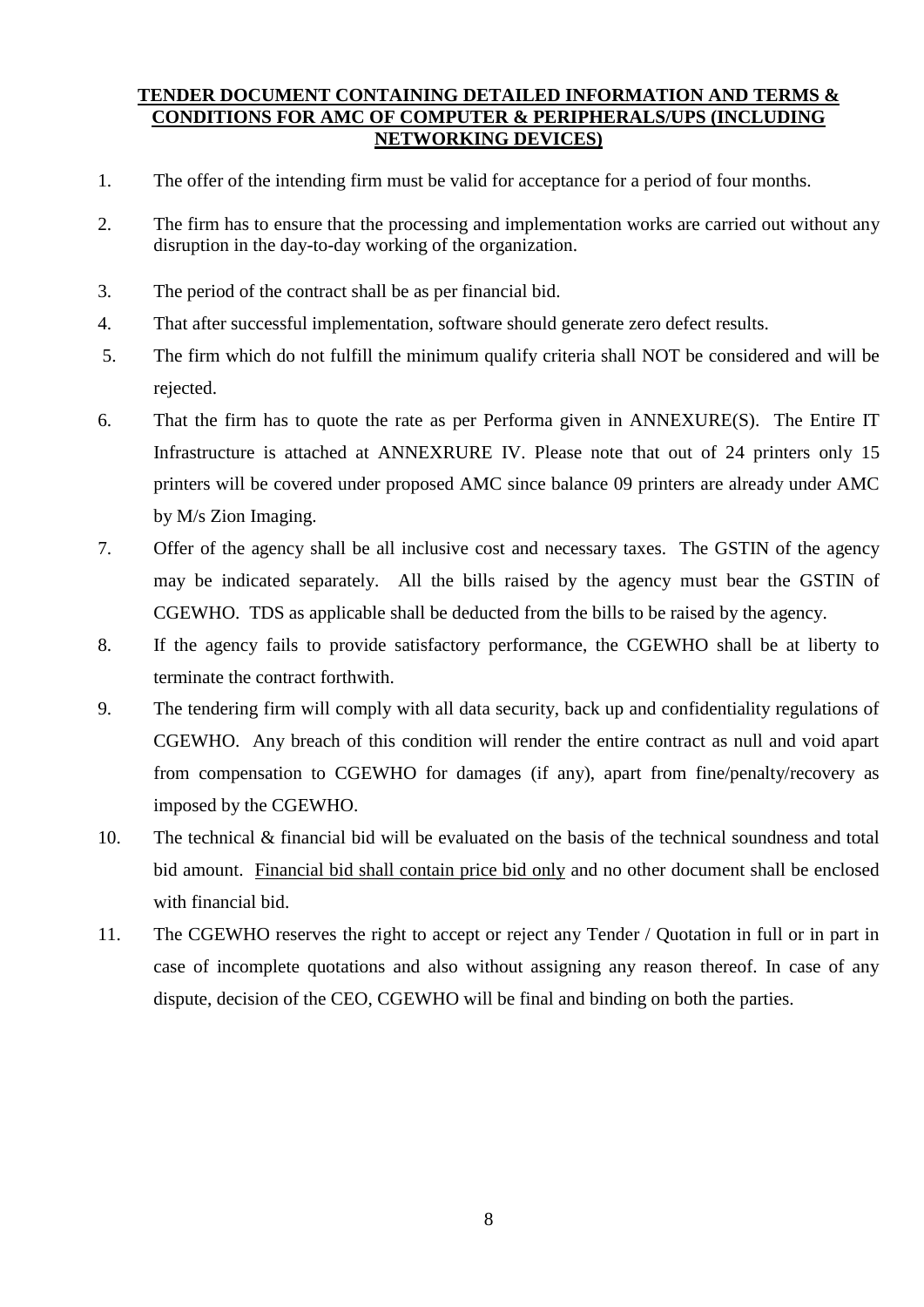**TENDER DOCUMENT CONTAINING DETAILED INFORMATION AND TERMS & CONDITIONS FOR AMC OF COMPUTER & PERIPHERALS/UPS (INCLUDING NETWORKING DEVICES)**

1. The offer of the intending firm must be valid for acceptance for a period of four months.

2. The firm has to ensure that the processing and implementation works are carried out without any disruption in the day-to-day working of the organization.

3. The period of the contract shall be as per financial bid.

4. That after successful implementation, software should generate zero defect results.

5. The firm which do not fulfill the minimum qualify criteria shall NOT be considered and will be rejected.

6. That the firm has to quote the rate as per Performa given in ANNEXURE(S). The Entire IT Infrastructure is attached at ANNEXRURE IV. Please note that out of 24 printers only 15 printers will be covered under proposed AMC since balance 09 printers are already under AMC by M/s Zion Imaging.

7. Offer of the agency shall be all inclusive cost and necessary taxes. The GSTIN of the agency may be indicated separately. All the bills raised by the agency must bear the GSTIN of CGEWHO. TDS as applicable shall be deducted from the bills to be raised by the agency.

8. If the agency fails to provide satisfactory performance, the CGEWHO shall be at liberty to terminate the contract forthwith.

9. The tendering firm will comply with all data security, back up and confidentiality regulations of CGEWHO. Any breach of this condition will render the entire contract as null and void apart from compensation to CGEWHO for damages (if any), apart from fine/penalty/recovery as imposed by the CGEWHO.

10. The technical & financial bid will be evaluated on the basis of the technical soundness and total bid amount. <u>Financial bid shall contain price bid only</u> and no other document shall be enclosed with financial bid.

11. The CGEWHO reserves the right to accept or reject any Tender / Quotation in full or in part in case of incomplete quotations and also without assigning any reason thereof. In case of any dispute, decision of the CEO, CGEWHO will be final and binding on both the parties.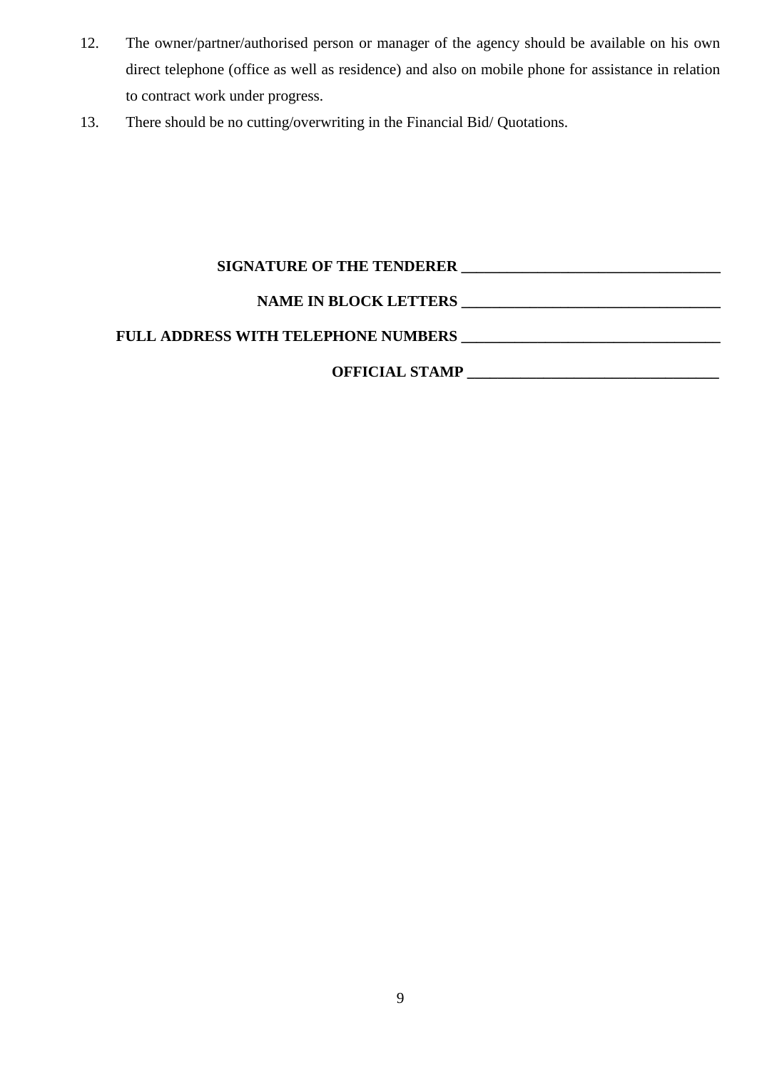12. The owner/partner/authorised person or manager of the agency should be available on his own direct telephone (office as well as residence) and also on mobile phone for assistance in relation to contract work under progress.
13. There should be no cutting/overwriting in the Financial Bid/ Quotations.

**SIGNATURE OF THE TENDERER \_\_\_\_\_\_\_\_\_\_\_\_\_\_\_\_\_\_\_\_\_\_\_\_\_\_\_\_\_\_\_\_\_\_**

**NAME IN BLOCK LETTERS \_\_\_\_\_\_\_\_\_\_\_\_\_\_\_\_\_\_\_\_\_\_\_\_\_\_\_\_\_\_\_\_\_\_**

**FULL ADDRESS WITH TELEPHONE NUMBERS \_\_\_\_\_\_\_\_\_\_\_\_\_\_\_\_\_\_\_\_\_\_\_\_\_\_\_\_\_\_\_\_\_\_**

**OFFICIAL STAMP \_\_\_\_\_\_\_\_\_\_\_\_\_\_\_\_\_\_\_\_\_\_\_\_\_\_\_\_\_\_\_\_**